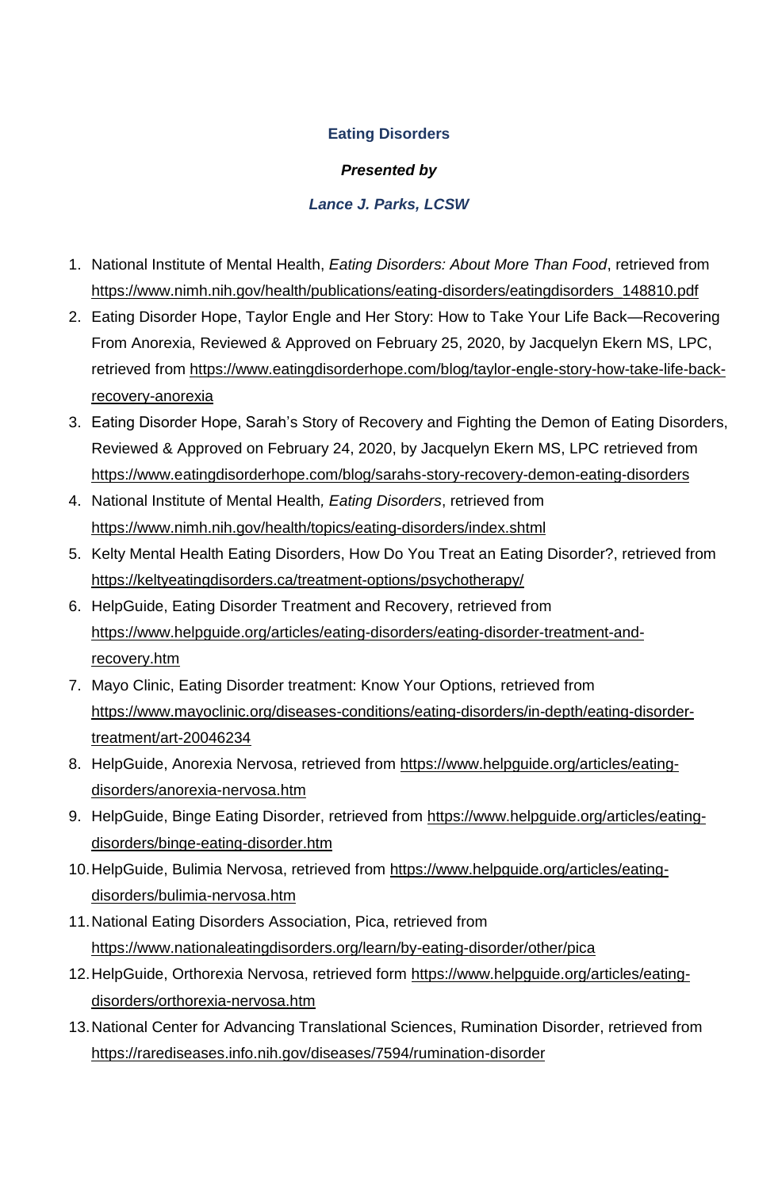**Eating Disorders**

***Presented by***

***Lance J. Parks, LCSW***

1. National Institute of Mental Health, *Eating Disorders: About More Than Food*, retrieved from https://www.nimh.nih.gov/health/publications/eating-disorders/eatingdisorders_148810.pdf
2. Eating Disorder Hope, Taylor Engle and Her Story: How to Take Your Life Back—Recovering From Anorexia, Reviewed & Approved on February 25, 2020, by Jacquelyn Ekern MS, LPC, retrieved from https://www.eatingdisorderhope.com/blog/taylor-engle-story-how-take-life-back-recovery-anorexia
3. Eating Disorder Hope, Sarah's Story of Recovery and Fighting the Demon of Eating Disorders, Reviewed & Approved on February 24, 2020, by Jacquelyn Ekern MS, LPC retrieved from https://www.eatingdisorderhope.com/blog/sarahs-story-recovery-demon-eating-disorders
4. National Institute of Mental Health, *Eating Disorders*, retrieved from https://www.nimh.nih.gov/health/topics/eating-disorders/index.shtml
5. Kelty Mental Health Eating Disorders, How Do You Treat an Eating Disorder?, retrieved from https://keltyeatingdisorders.ca/treatment-options/psychotherapy/
6. HelpGuide, Eating Disorder Treatment and Recovery, retrieved from https://www.helpguide.org/articles/eating-disorders/eating-disorder-treatment-and-recovery.htm
7. Mayo Clinic, Eating Disorder treatment: Know Your Options, retrieved from https://www.mayoclinic.org/diseases-conditions/eating-disorders/in-depth/eating-disorder-treatment/art-20046234
8. HelpGuide, Anorexia Nervosa, retrieved from https://www.helpguide.org/articles/eating-disorders/anorexia-nervosa.htm
9. HelpGuide, Binge Eating Disorder, retrieved from https://www.helpguide.org/articles/eating-disorders/binge-eating-disorder.htm
10. HelpGuide, Bulimia Nervosa, retrieved from https://www.helpguide.org/articles/eating-disorders/bulimia-nervosa.htm
11. National Eating Disorders Association, Pica, retrieved from https://www.nationaleatingdisorders.org/learn/by-eating-disorder/other/pica
12. HelpGuide, Orthorexia Nervosa, retrieved form https://www.helpguide.org/articles/eating-disorders/orthorexia-nervosa.htm
13. National Center for Advancing Translational Sciences, Rumination Disorder, retrieved from https://rarediseases.info.nih.gov/diseases/7594/rumination-disorder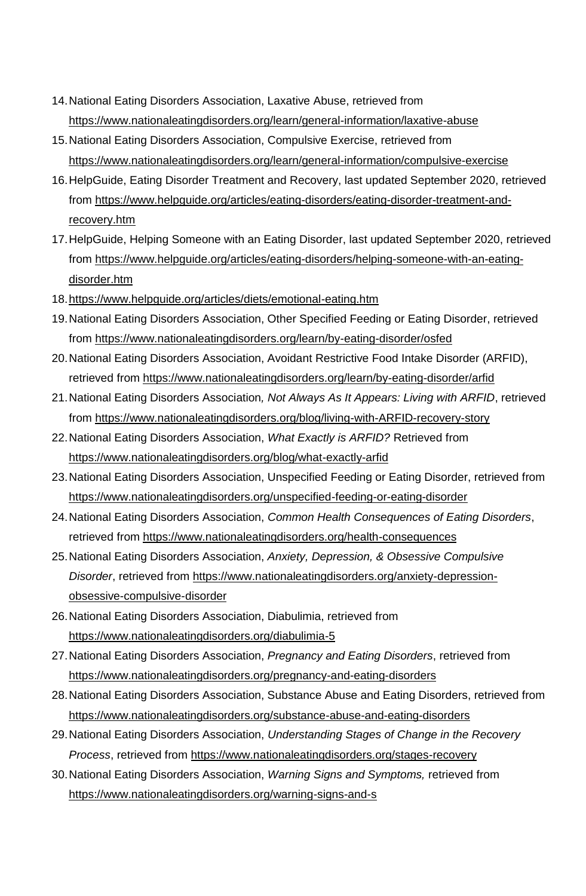14. National Eating Disorders Association, Laxative Abuse, retrieved from https://www.nationaleatingdisorders.org/learn/general-information/laxative-abuse
15. National Eating Disorders Association, Compulsive Exercise, retrieved from https://www.nationaleatingdisorders.org/learn/general-information/compulsive-exercise
16. HelpGuide, Eating Disorder Treatment and Recovery, last updated September 2020, retrieved from https://www.helpguide.org/articles/eating-disorders/eating-disorder-treatment-and-recovery.htm
17. HelpGuide, Helping Someone with an Eating Disorder, last updated September 2020, retrieved from https://www.helpguide.org/articles/eating-disorders/helping-someone-with-an-eating-disorder.htm
18. https://www.helpguide.org/articles/diets/emotional-eating.htm
19. National Eating Disorders Association, Other Specified Feeding or Eating Disorder, retrieved from https://www.nationaleatingdisorders.org/learn/by-eating-disorder/osfed
20. National Eating Disorders Association, Avoidant Restrictive Food Intake Disorder (ARFID), retrieved from https://www.nationaleatingdisorders.org/learn/by-eating-disorder/arfid
21. National Eating Disorders Association*, Not Always As It Appears: Living with ARFID*, retrieved from https://www.nationaleatingdisorders.org/blog/living-with-ARFID-recovery-story
22. National Eating Disorders Association, *What Exactly is ARFID?* Retrieved from https://www.nationaleatingdisorders.org/blog/what-exactly-arfid
23. National Eating Disorders Association, Unspecified Feeding or Eating Disorder, retrieved from https://www.nationaleatingdisorders.org/unspecified-feeding-or-eating-disorder
24. National Eating Disorders Association, *Common Health Consequences of Eating Disorders*, retrieved from https://www.nationaleatingdisorders.org/health-consequences
25. National Eating Disorders Association, *Anxiety, Depression, & Obsessive Compulsive Disorder*, retrieved from https://www.nationaleatingdisorders.org/anxiety-depression-obsessive-compulsive-disorder
26. National Eating Disorders Association, Diabulimia, retrieved from https://www.nationaleatingdisorders.org/diabulimia-5
27. National Eating Disorders Association, *Pregnancy and Eating Disorders*, retrieved from https://www.nationaleatingdisorders.org/pregnancy-and-eating-disorders
28. National Eating Disorders Association, Substance Abuse and Eating Disorders, retrieved from https://www.nationaleatingdisorders.org/substance-abuse-and-eating-disorders
29. National Eating Disorders Association, *Understanding Stages of Change in the Recovery Process*, retrieved from https://www.nationaleatingdisorders.org/stages-recovery
30. National Eating Disorders Association, *Warning Signs and Symptoms,* retrieved from https://www.nationaleatingdisorders.org/warning-signs-and-s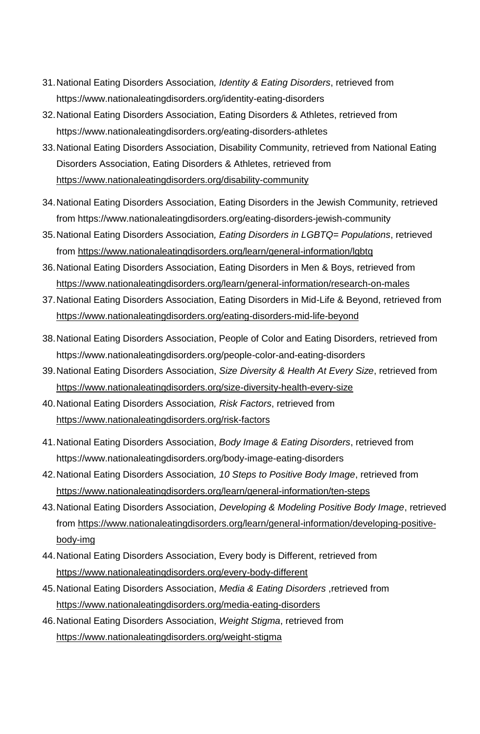31. National Eating Disorders Association, *Identity & Eating Disorders*, retrieved from https://www.nationaleatingdisorders.org/identity-eating-disorders
32. National Eating Disorders Association, Eating Disorders & Athletes, retrieved from https://www.nationaleatingdisorders.org/eating-disorders-athletes
33. National Eating Disorders Association, Disability Community, retrieved from National Eating Disorders Association, Eating Disorders & Athletes, retrieved from https://www.nationaleatingdisorders.org/disability-community
34. National Eating Disorders Association, Eating Disorders in the Jewish Community, retrieved from https://www.nationaleatingdisorders.org/eating-disorders-jewish-community
35. National Eating Disorders Association, *Eating Disorders in LGBTQ= Populations*, retrieved from https://www.nationaleatingdisorders.org/learn/general-information/lgbtq
36. National Eating Disorders Association, Eating Disorders in Men & Boys, retrieved from https://www.nationaleatingdisorders.org/learn/general-information/research-on-males
37. National Eating Disorders Association, Eating Disorders in Mid-Life & Beyond, retrieved from https://www.nationaleatingdisorders.org/eating-disorders-mid-life-beyond
38. National Eating Disorders Association, People of Color and Eating Disorders, retrieved from https://www.nationaleatingdisorders.org/people-color-and-eating-disorders
39. National Eating Disorders Association, *Size Diversity & Health At Every Size*, retrieved from https://www.nationaleatingdisorders.org/size-diversity-health-every-size
40. National Eating Disorders Association, *Risk Factors*, retrieved from https://www.nationaleatingdisorders.org/risk-factors
41. National Eating Disorders Association, *Body Image & Eating Disorders*, retrieved from https://www.nationaleatingdisorders.org/body-image-eating-disorders
42. National Eating Disorders Association, *10 Steps to Positive Body Image*, retrieved from https://www.nationaleatingdisorders.org/learn/general-information/ten-steps
43. National Eating Disorders Association, *Developing & Modeling Positive Body Image*, retrieved from https://www.nationaleatingdisorders.org/learn/general-information/developing-positive-body-img
44. National Eating Disorders Association, Every body is Different, retrieved from https://www.nationaleatingdisorders.org/every-body-different
45. National Eating Disorders Association, *Media & Eating Disorders* ,retrieved from https://www.nationaleatingdisorders.org/media-eating-disorders
46. National Eating Disorders Association, *Weight Stigma*, retrieved from https://www.nationaleatingdisorders.org/weight-stigma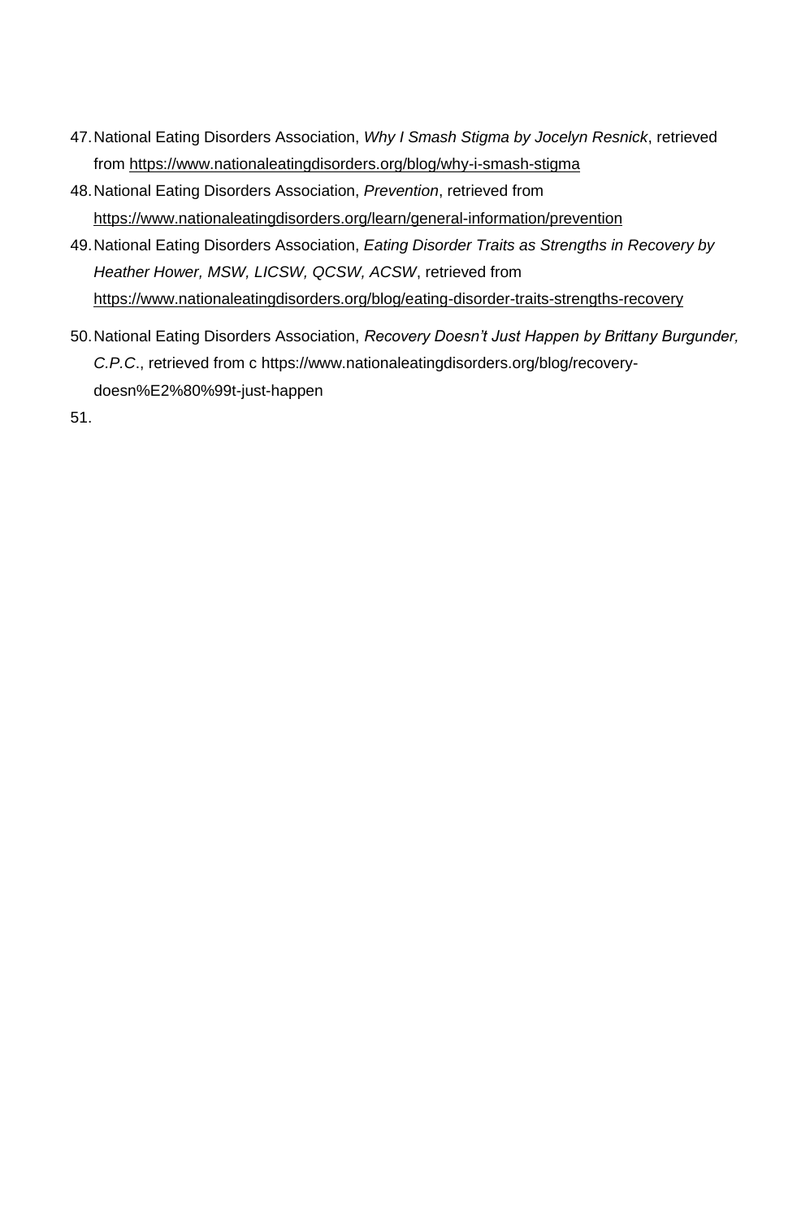47. National Eating Disorders Association, *Why I Smash Stigma by Jocelyn Resnick*, retrieved from https://www.nationaleatingdisorders.org/blog/why-i-smash-stigma
48. National Eating Disorders Association, *Prevention*, retrieved from https://www.nationaleatingdisorders.org/learn/general-information/prevention
49. National Eating Disorders Association, *Eating Disorder Traits as Strengths in Recovery by Heather Hower, MSW, LICSW, QCSW, ACSW*, retrieved from https://www.nationaleatingdisorders.org/blog/eating-disorder-traits-strengths-recovery
50. National Eating Disorders Association, *Recovery Doesn't Just Happen by Brittany Burgunder, C.P.C*., retrieved from c https://www.nationaleatingdisorders.org/blog/recovery-doesn%E2%80%99t-just-happen
51.